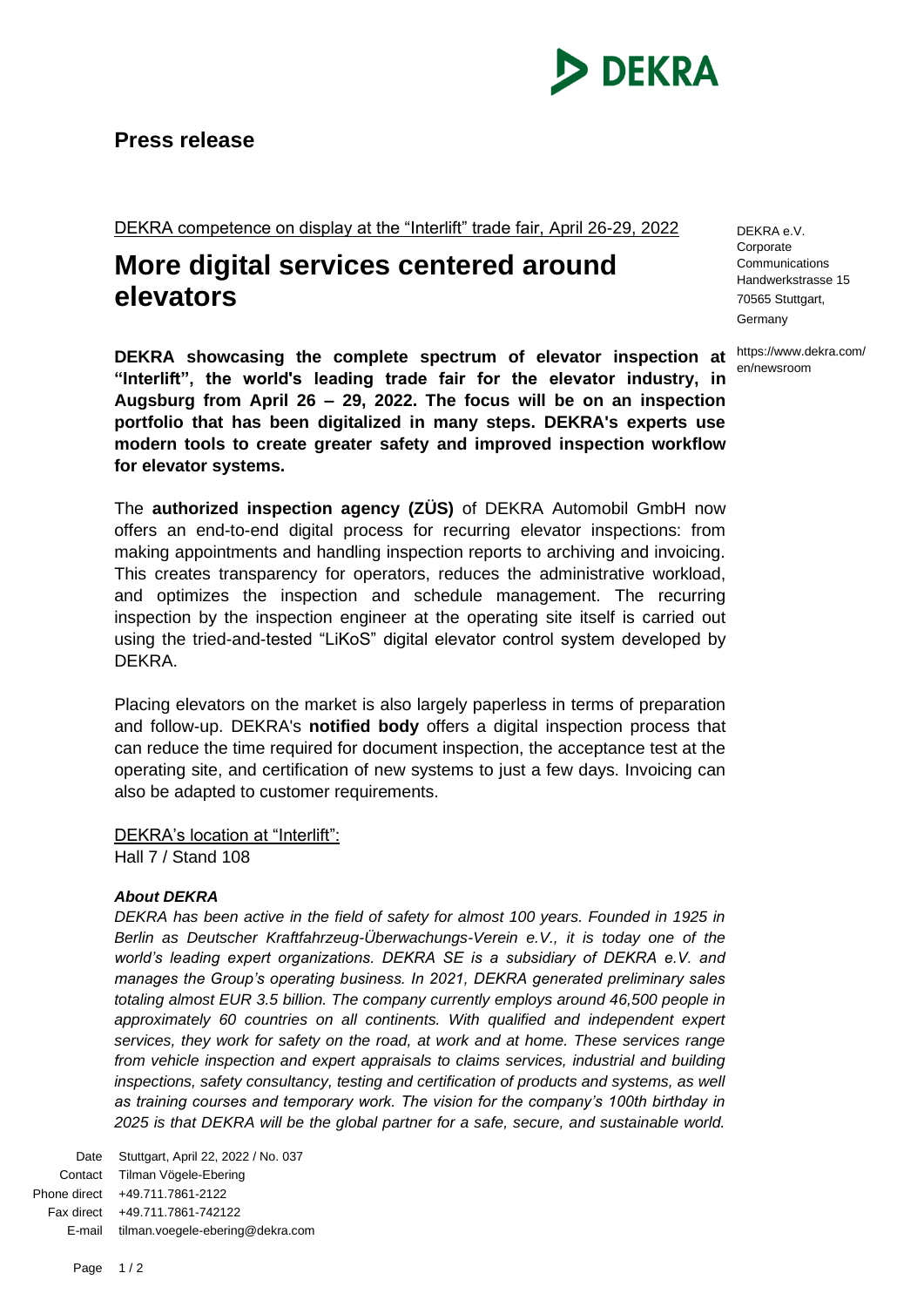**Press release**

DEKRA competence on display at the "Interlift" trade fair, April 26-29, 2022

# More digital services centered around elevators

DEKRA e.V.
Corporate Communications
Handwerkstrasse 15
70565 Stuttgart,
Germany

https://www.dekra.com/en/newsroom

**DEKRA showcasing the complete spectrum of elevator inspection at "Interlift", the world's leading trade fair for the elevator industry, in Augsburg from April 26 – 29, 2022. The focus will be on an inspection portfolio that has been digitalized in many steps. DEKRA's experts use modern tools to create greater safety and improved inspection workflow for elevator systems.**

The **authorized inspection agency (ZÜS)** of DEKRA Automobil GmbH now offers an end-to-end digital process for recurring elevator inspections: from making appointments and handling inspection reports to archiving and invoicing. This creates transparency for operators, reduces the administrative workload, and optimizes the inspection and schedule management. The recurring inspection by the inspection engineer at the operating site itself is carried out using the tried-and-tested "LiKoS" digital elevator control system developed by DEKRA.

Placing elevators on the market is also largely paperless in terms of preparation and follow-up. DEKRA's **notified body** offers a digital inspection process that can reduce the time required for document inspection, the acceptance test at the operating site, and certification of new systems to just a few days. Invoicing can also be adapted to customer requirements.

DEKRA's location at "Interlift":
Hall 7 / Stand 108

***About DEKRA***

*DEKRA has been active in the field of safety for almost 100 years. Founded in 1925 in Berlin as Deutscher Kraftfahrzeug-Überwachungs-Verein e.V., it is today one of the world's leading expert organizations. DEKRA SE is a subsidiary of DEKRA e.V. and manages the Group's operating business. In 2021, DEKRA generated preliminary sales totaling almost EUR 3.5 billion. The company currently employs around 46,500 people in approximately 60 countries on all continents. With qualified and independent expert services, they work for safety on the road, at work and at home. These services range from vehicle inspection and expert appraisals to claims services, industrial and building inspections, safety consultancy, testing and certification of products and systems, as well as training courses and temporary work. The vision for the company's 100th birthday in 2025 is that DEKRA will be the global partner for a safe, secure, and sustainable world.*

Date: Stuttgart, April 22, 2022 / No. 037
Contact: Tilman Vögele-Ebering
Phone direct: +49.711.7861-2122
Fax direct: +49.711.7861-742122
E-mail: tilman.voegele-ebering@dekra.com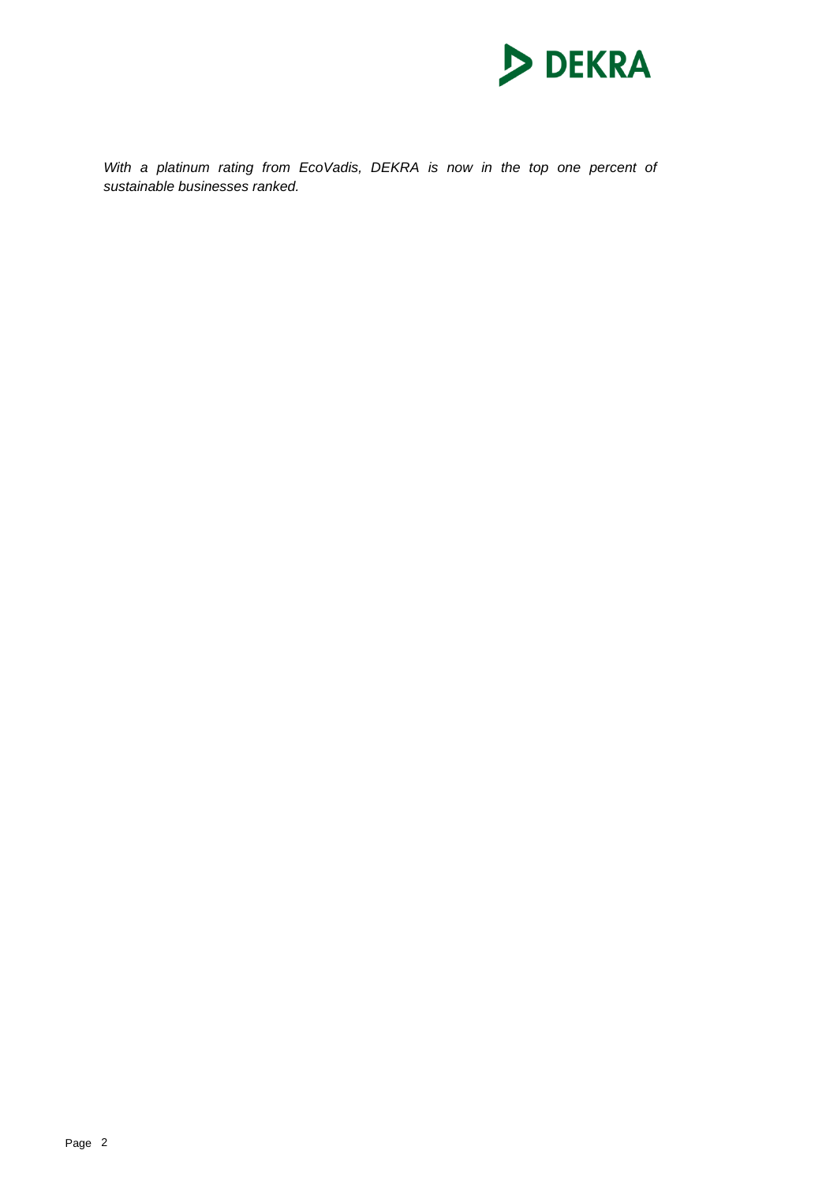*With a platinum rating from EcoVadis, DEKRA is now in the top one percent of sustainable businesses ranked.*